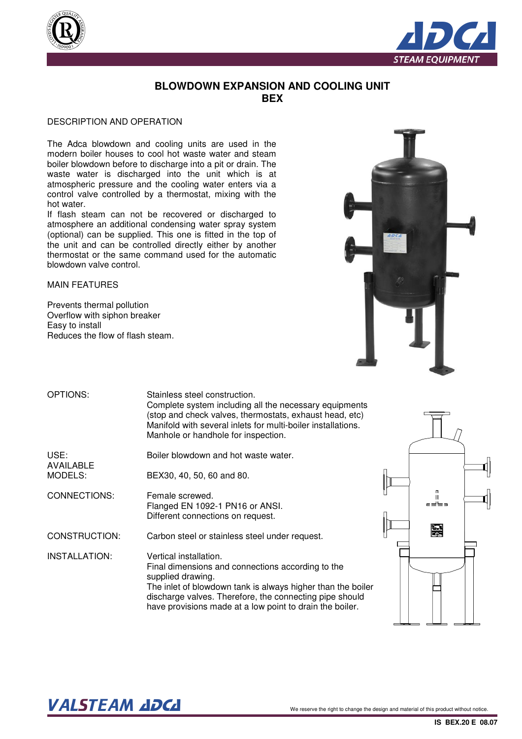# BLOWDOWN EXPANSION AND COOLING UNIT
# BEX

## DESCRIPTION AND OPERATION

The Adca blowdown and cooling units are used in the modern boiler houses to cool hot waste water and steam boiler blowdown before to discharge into a pit or drain. The waste water is discharged into the unit which is at atmospheric pressure and the cooling water enters via a control valve controlled by a thermostat, mixing with the hot water.
If flash steam can not be recovered or discharged to atmosphere an additional condensing water spray system (optional) can be supplied. This one is fitted in the top of the unit and can be controlled directly either by another thermostat or the same command used for the automatic blowdown valve control.

## MAIN FEATURES

Prevents thermal pollution
Overflow with siphon breaker
Easy to install
Reduces the flow of flash steam.

**OPTIONS:** Stainless steel construction.
Complete system including all the necessary equipments (stop and check valves, thermostats, exhaust head, etc)
Manifold with several inlets for multi-boiler installations.
Manhole or handhole for inspection.

**USE:** Boiler blowdown and hot waste water.

**AVAILABLE MODELS:** BEX30, 40, 50, 60 and 80.

**CONNECTIONS:** Female screwed.
Flanged EN 1092-1 PN16 or ANSI.
Different connections on request.

**CONSTRUCTION:** Carbon steel or stainless steel under request.

**INSTALLATION:** Vertical installation.
Final dimensions and connections according to the supplied drawing.
The inlet of blowdown tank is always higher than the boiler discharge valves. Therefore, the connecting pipe should have provisions made at a low point to drain the boiler.

We reserve the right to change the design and material of this product without notice.

IS BEX.20 E 08.07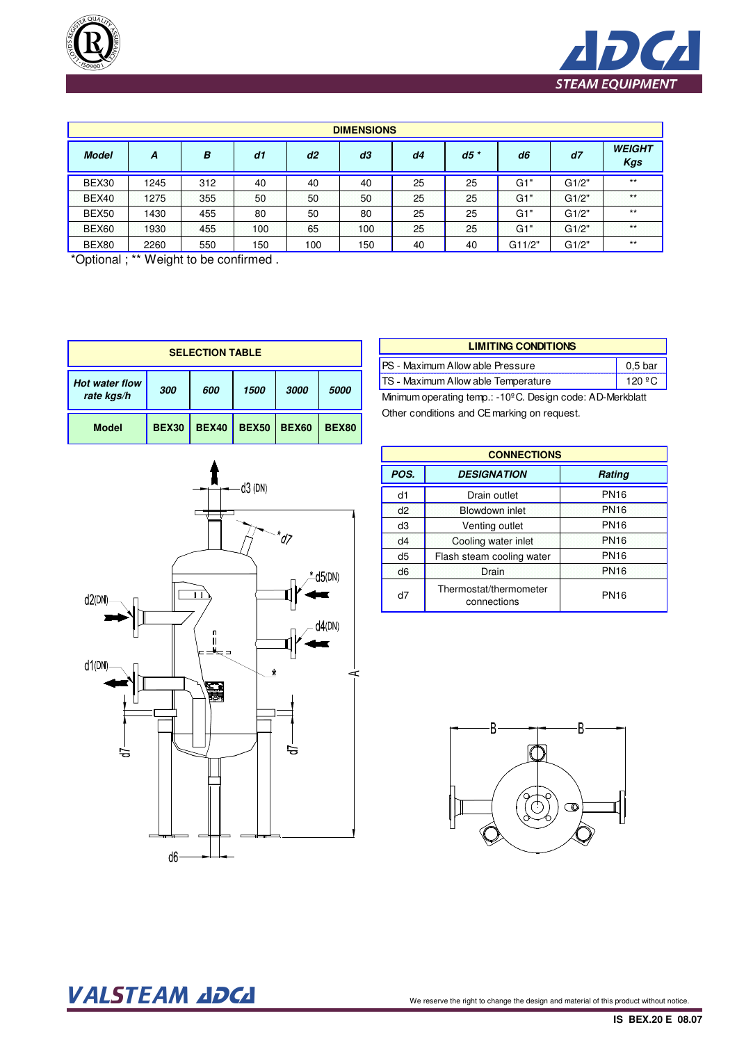## DIMENSIONS

| Model | A | B | d1 | d2 | d3 | d4 | d5 * | d6 | d7 | WEIGHT Kgs |
|---|---|---|---|---|---|---|---|---|---|---|
| BEX30 | 1245 | 312 | 40 | 40 | 40 | 25 | 25 | G1" | G1/2" | ** |
| BEX40 | 1275 | 355 | 50 | 50 | 50 | 25 | 25 | G1" | G1/2" | ** |
| BEX50 | 1430 | 455 | 80 | 50 | 80 | 25 | 25 | G1" | G1/2" | ** |
| BEX60 | 1930 | 455 | 100 | 65 | 100 | 25 | 25 | G1" | G1/2" | ** |
| BEX80 | 2260 | 550 | 150 | 100 | 150 | 40 | 40 | G11/2" | G1/2" | ** |

*Optional ; ** Weight to be confirmed .

## SELECTION TABLE

| Hot water flow rate kgs/h | 300 | 600 | 1500 | 3000 | 5000 |
|---|---|---|---|---|---|
| Model | BEX30 | BEX40 | BEX50 | BEX60 | BEX80 |

## LIMITING CONDITIONS

| | |
|---|---|
| PS - Maximum Allowable Pressure | 0,5 bar |
| TS - Maximum Allowable Temperature | 120 ºC |

Minimum operating temp.: -10ºC. Design code: AD-Merkblatt

Other conditions and CE marking on request.

## CONNECTIONS

| POS. | DESIGNATION | Rating |
|---|---|---|
| d1 | Drain outlet | PN16 |
| d2 | Blowdown inlet | PN16 |
| d3 | Venting outlet | PN16 |
| d4 | Cooling water inlet | PN16 |
| d5 | Flash steam cooling water | PN16 |
| d6 | Drain | PN16 |
| d7 | Thermostat/thermometer connections | PN16 |

We reserve the right to change the design and material of this product without notice.

IS BEX.20 E 08.07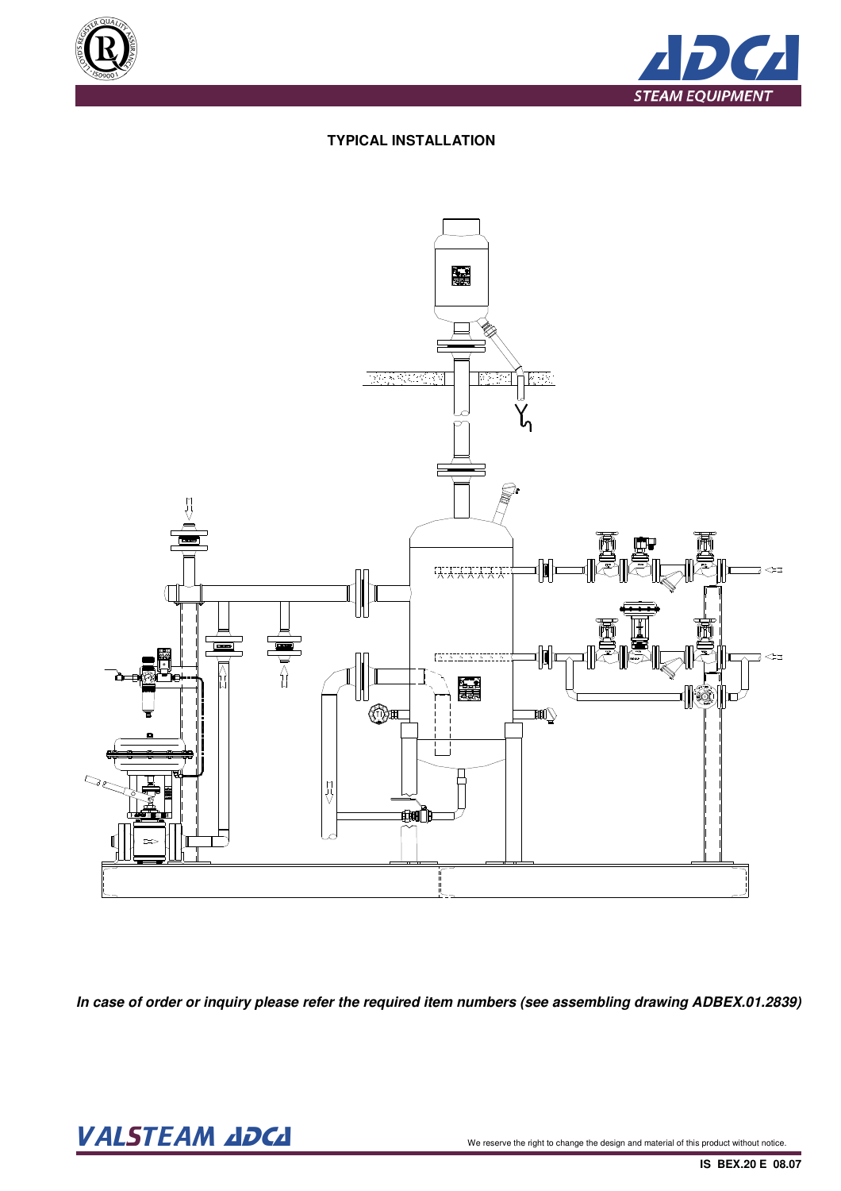**TYPICAL INSTALLATION**

***In case of order or inquiry please refer the required item numbers (see assembling drawing ADBEX.01.2839)***

We reserve the right to change the design and material of this product without notice.

**IS BEX.20 E 08.07**